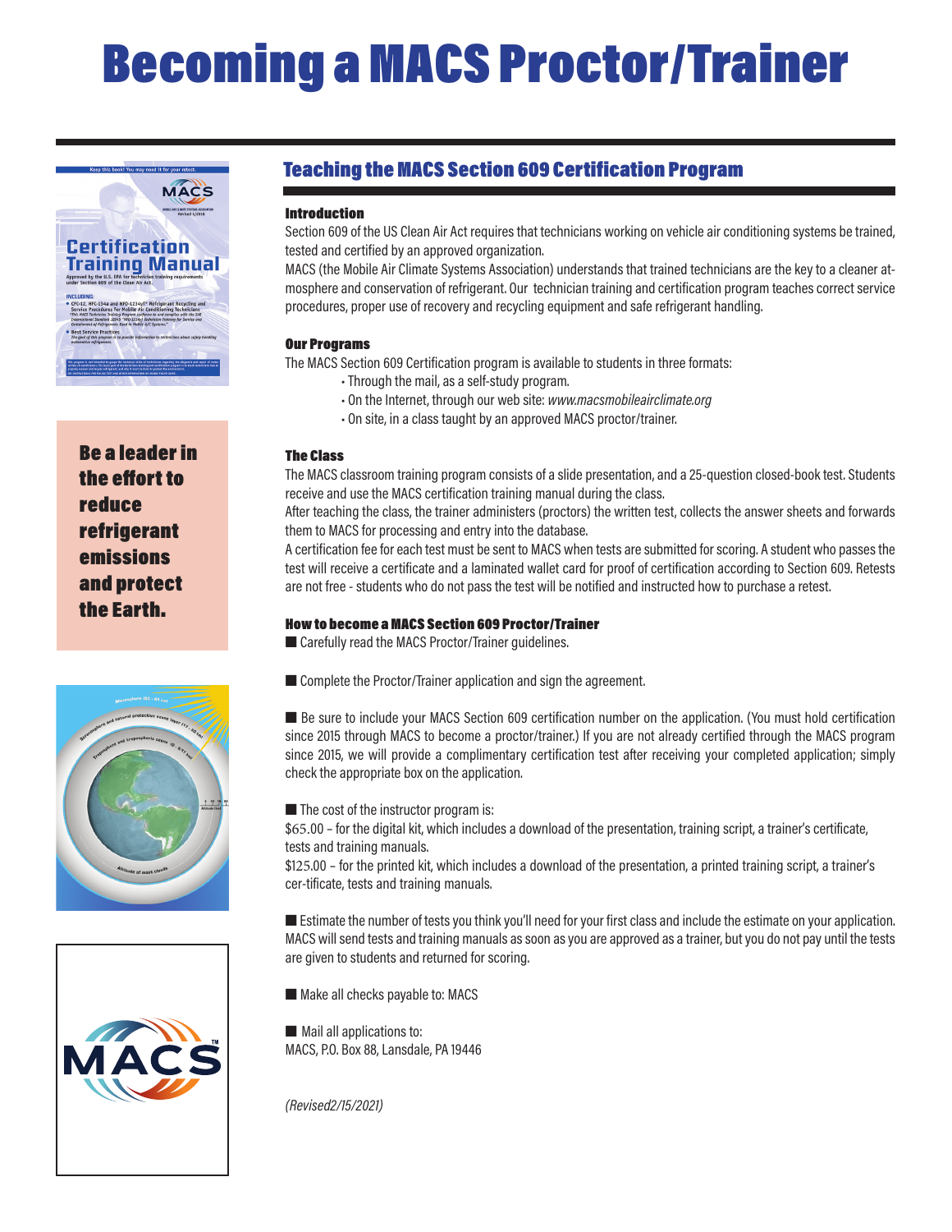# Becoming a MACS Proctor/Trainer

**Be a leader in the effort to reduce refrigerant emissions and protect the Earth.**

## Teaching the MACS Section 609 Certification Program

### Introduction

Section 609 of the US Clean Air Act requires that technicians working on vehicle air conditioning systems be trained, tested and certified by an approved organization.

MACS (the Mobile Air Climate Systems Association) understands that trained technicians are the key to a cleaner atmosphere and conservation of refrigerant. Our technician training and certification program teaches correct service procedures, proper use of recovery and recycling equipment and safe refrigerant handling.

### Our Programs

The MACS Section 609 Certification program is available to students in three formats:

- Through the mail, as a self-study program.
- On the Internet, through our web site: *www.macsmobileairclimate.org*
- On site, in a class taught by an approved MACS proctor/trainer.

### The Class

The MACS classroom training program consists of a slide presentation, and a 25-question closed-book test. Students receive and use the MACS certification training manual during the class.

After teaching the class, the trainer administers (proctors) the written test, collects the answer sheets and forwards them to MACS for processing and entry into the database.

A certification fee for each test must be sent to MACS when tests are submitted for scoring. A student who passes the test will receive a certificate and a laminated wallet card for proof of certification according to Section 609. Retests are not free - students who do not pass the test will be notified and instructed how to purchase a retest.

### How to become a MACS Section 609 Proctor/Trainer

- Carefully read the MACS Proctor/Trainer guidelines.
- Complete the Proctor/Trainer application and sign the agreement.
- Be sure to include your MACS Section 609 certification number on the application. (You must hold certification since 2015 through MACS to become a proctor/trainer.) If you are not already certified through the MACS program since 2015, we will provide a complimentary certification test after receiving your completed application; simply check the appropriate box on the application.
- The cost of the instructor program is:

  $65.00 – for the digital kit, which includes a download of the presentation, training script, a trainer's certificate, tests and training manuals.

  $125.00 – for the printed kit, which includes a download of the presentation, a printed training script, a trainer's cer-tificate, tests and training manuals.
- Estimate the number of tests you think you'll need for your first class and include the estimate on your application. MACS will send tests and training manuals as soon as you are approved as a trainer, but you do not pay until the tests are given to students and returned for scoring.
- Make all checks payable to: MACS
- Mail all applications to:

  MACS, P.O. Box 88, Lansdale, PA 19446

*(Revised2/15/2021)*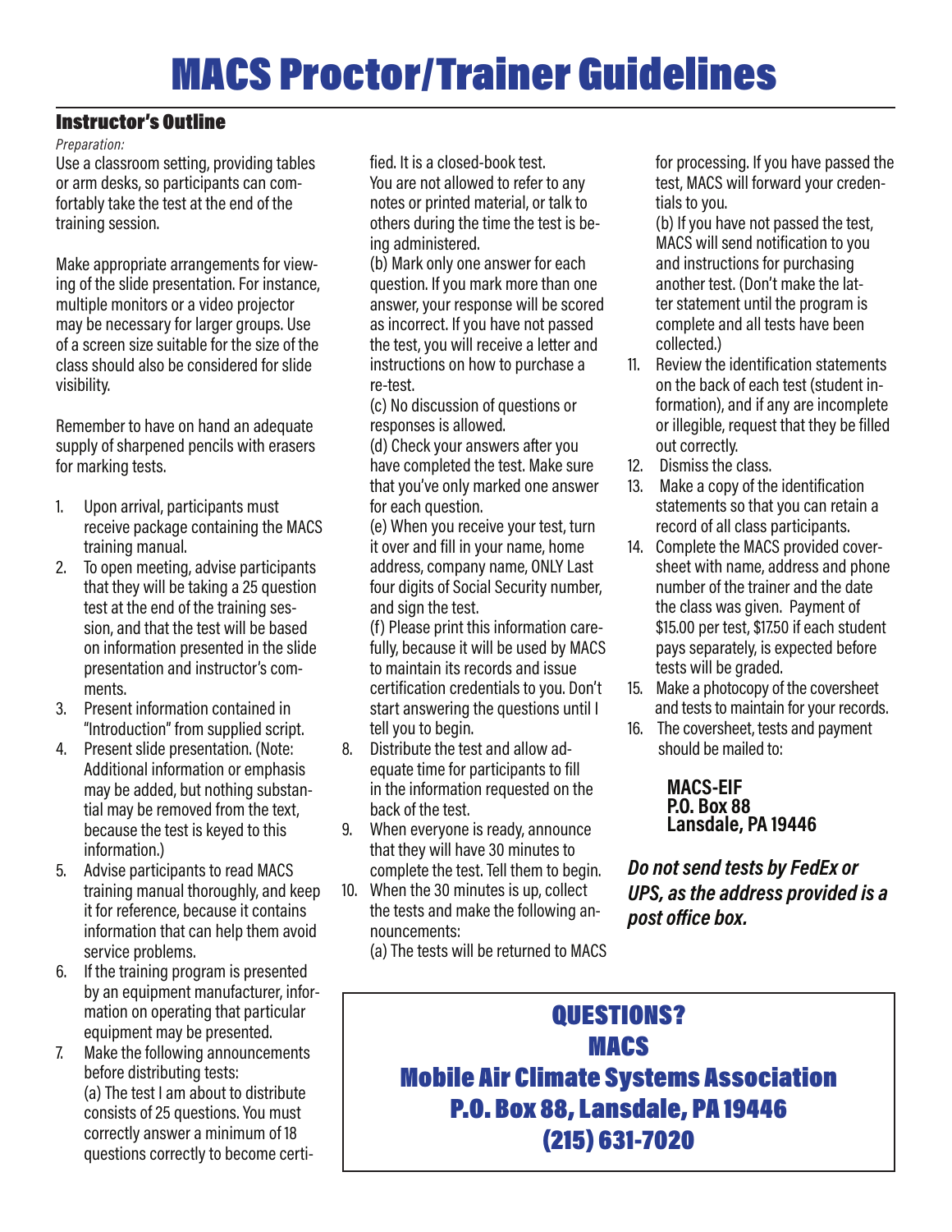# MACS Proctor/Trainer Guidelines

## Instructor's Outline

*Preparation:*

Use a classroom setting, providing tables or arm desks, so participants can comfortably take the test at the end of the training session.

Make appropriate arrangements for viewing of the slide presentation. For instance, multiple monitors or a video projector may be necessary for larger groups. Use of a screen size suitable for the size of the class should also be considered for slide visibility.

Remember to have on hand an adequate supply of sharpened pencils with erasers for marking tests.

1. Upon arrival, participants must receive package containing the MACS training manual.
2. To open meeting, advise participants that they will be taking a 25 question test at the end of the training session, and that the test will be based on information presented in the slide presentation and instructor's comments.
3. Present information contained in "Introduction" from supplied script.
4. Present slide presentation. (Note: Additional information or emphasis may be added, but nothing substantial may be removed from the text, because the test is keyed to this information.)
5. Advise participants to read MACS training manual thoroughly, and keep it for reference, because it contains information that can help them avoid service problems.
6. If the training program is presented by an equipment manufacturer, information on operating that particular equipment may be presented.
7. Make the following announcements before distributing tests:
   (a) The test I am about to distribute consists of 25 questions. You must correctly answer a minimum of 18 questions correctly to become certified. It is a closed-book test. You are not allowed to refer to any notes or printed material, or talk to others during the time the test is being administered.
   (b) Mark only one answer for each question. If you mark more than one answer, your response will be scored as incorrect. If you have not passed the test, you will receive a letter and instructions on how to purchase a re-test.
   (c) No discussion of questions or responses is allowed.
   (d) Check your answers after you have completed the test. Make sure that you've only marked one answer for each question.
   (e) When you receive your test, turn it over and fill in your name, home address, company name, ONLY Last four digits of Social Security number, and sign the test.
   (f) Please print this information carefully, because it will be used by MACS to maintain its records and issue certification credentials to you. Don't start answering the questions until I tell you to begin.
8. Distribute the test and allow adequate time for participants to fill in the information requested on the back of the test.
9. When everyone is ready, announce that they will have 30 minutes to complete the test. Tell them to begin.
10. When the 30 minutes is up, collect the tests and make the following announcements:
    (a) The tests will be returned to MACS for processing. If you have passed the test, MACS will forward your credentials to you.
    (b) If you have not passed the test, MACS will send notification to you and instructions for purchasing another test. (Don't make the latter statement until the program is complete and all tests have been collected.)
11. Review the identification statements on the back of each test (student information), and if any are incomplete or illegible, request that they be filled out correctly.
12. Dismiss the class.
13. Make a copy of the identification statements so that you can retain a record of all class participants.
14. Complete the MACS provided coversheet with name, address and phone number of the trainer and the date the class was given. Payment of $15.00 per test, $17.50 if each student pays separately, is expected before tests will be graded.
15. Make a photocopy of the coversheet and tests to maintain for your records.
16. The coversheet, tests and payment should be mailed to:

**MACS-EIF**
**P.O. Box 88**
**Lansdale, PA 19446**

***Do not send tests by FedEx or UPS, as the address provided is a post office box.***

## QUESTIONS?
## MACS
## Mobile Air Climate Systems Association
## P.O. Box 88, Lansdale, PA 19446
## (215) 631-7020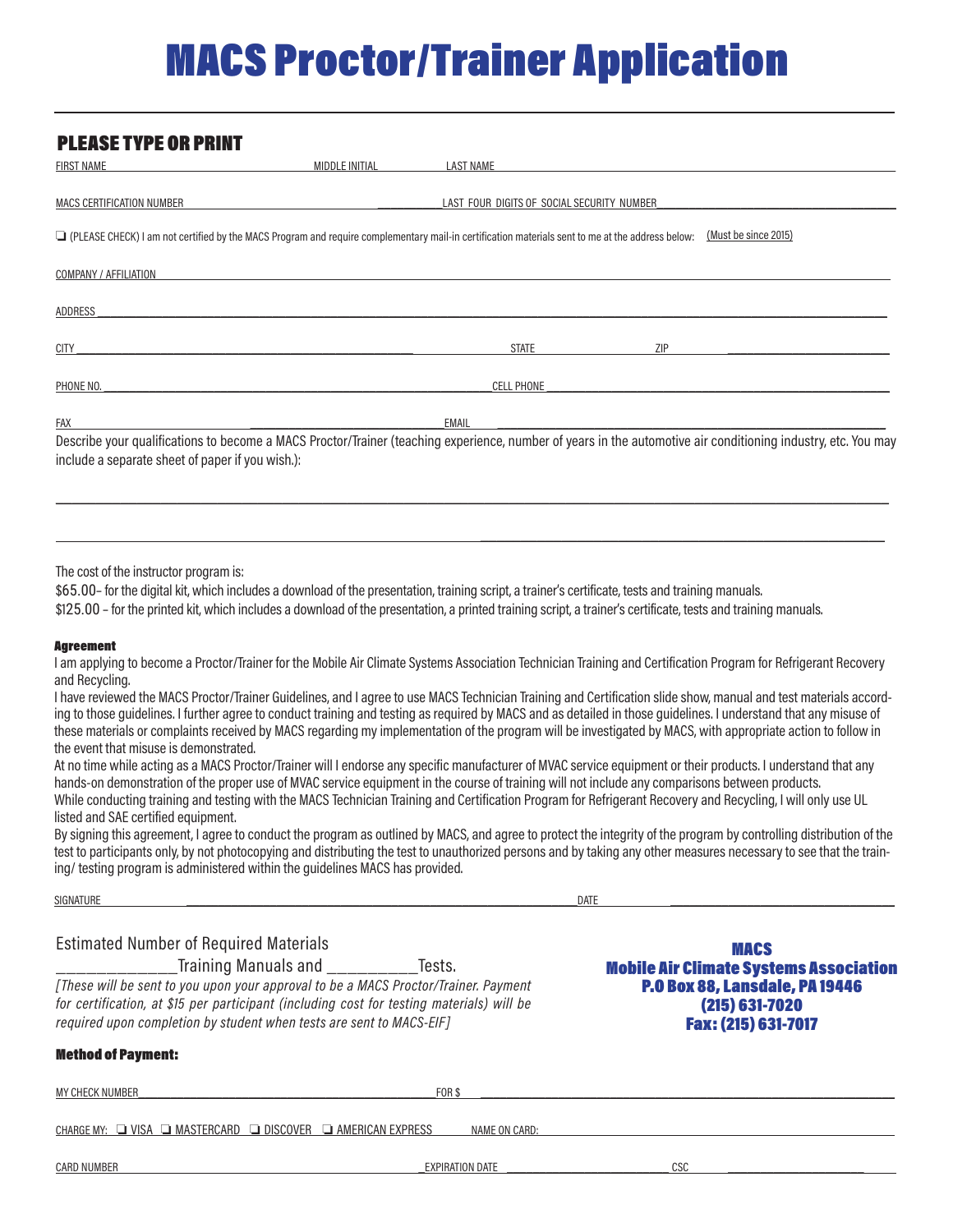# MACS Proctor/Trainer Application

## PLEASE TYPE OR PRINT

FIRST NAME ______________________ MIDDLE INITIAL ________ LAST NAME ______________________________

MACS CERTIFICATION NUMBER ______________________ LAST FOUR DIGITS OF SOCIAL SECURITY NUMBER ______________________

❑ (PLEASE CHECK) I am not certified by the MACS Program and require complementary mail-in certification materials sent to me at the address below: (Must be since 2015)

COMPANY / AFFILIATION ______________________________________________________________

ADDRESS ______________________________________________________________

CITY ______________________________ STATE ____________ ZIP ______________

PHONE NO. ______________________________ CELL PHONE ______________________________

FAX ______________________________ EMAIL ______________________________

Describe your qualifications to become a MACS Proctor/Trainer (teaching experience, number of years in the automotive air conditioning industry, etc. You may include a separate sheet of paper if you wish.):

______________________________________________________________

______________________________________________________________

The cost of the instructor program is:

$65.00– for the digital kit, which includes a download of the presentation, training script, a trainer's certificate, tests and training manuals.

$125.00 – for the printed kit, which includes a download of the presentation, a printed training script, a trainer's certificate, tests and training manuals.

#### Agreement

I am applying to become a Proctor/Trainer for the Mobile Air Climate Systems Association Technician Training and Certification Program for Refrigerant Recovery and Recycling.

I have reviewed the MACS Proctor/Trainer Guidelines, and I agree to use MACS Technician Training and Certification slide show, manual and test materials according to those guidelines. I further agree to conduct training and testing as required by MACS and as detailed in those guidelines. I understand that any misuse of these materials or complaints received by MACS regarding my implementation of the program will be investigated by MACS, with appropriate action to follow in the event that misuse is demonstrated.

At no time while acting as a MACS Proctor/Trainer will I endorse any specific manufacturer of MVAC service equipment or their products. I understand that any hands-on demonstration of the proper use of MVAC service equipment in the course of training will not include any comparisons between products.

While conducting training and testing with the MACS Technician Training and Certification Program for Refrigerant Recovery and Recycling, I will only use UL listed and SAE certified equipment.

By signing this agreement, I agree to conduct the program as outlined by MACS, and agree to protect the integrity of the program by controlling distribution of the test to participants only, by not photocopying and distributing the test to unauthorized persons and by taking any other measures necessary to see that the training/ testing program is administered within the guidelines MACS has provided.

SIGNATURE ______________________________ DATE ______________

Estimated Number of Required Materials

______________Training Manuals and ___________Tests.

*[These will be sent to you upon your approval to be a MACS Proctor/Trainer. Payment for certification, at $15 per participant (including cost for testing materials) will be required upon completion by student when tests are sent to MACS-EIF]*

**MACS**
**Mobile Air Climate Systems Association**
**P.O Box 88, Lansdale, PA 19446**
**(215) 631-7020**
**Fax: (215) 631-7017**

#### Method of Payment:

MY CHECK NUMBER ______________________ FOR $ ______________________

CHARGE MY: ❑ VISA ❑ MASTERCARD ❑ DISCOVER ❑ AMERICAN EXPRESS NAME ON CARD: ______________________

CARD NUMBER ______________________ EXPIRATION DATE ______________ CSC ______________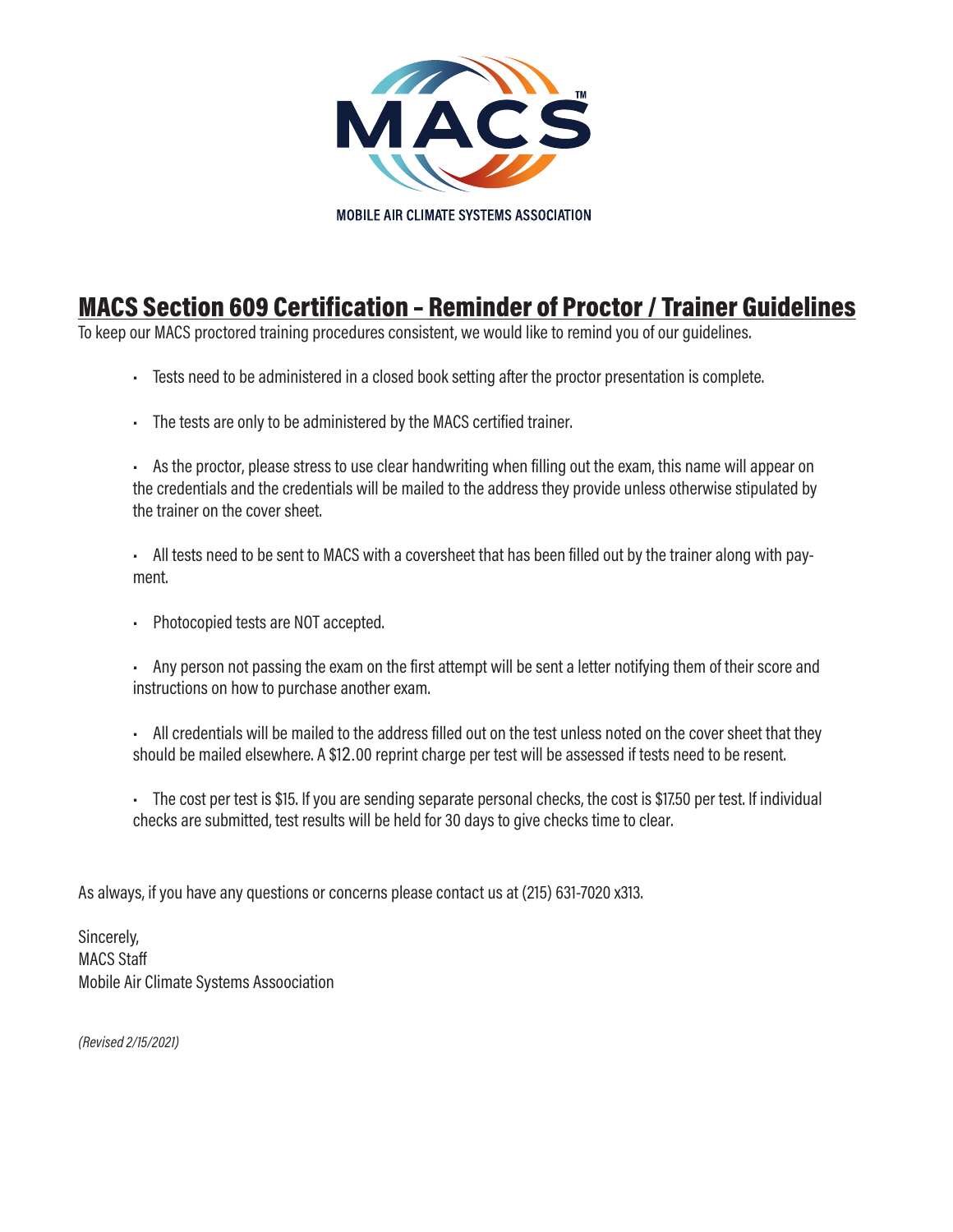MOBILE AIR CLIMATE SYSTEMS ASSOCIATION

# MACS Section 609 Certification – Reminder of Proctor / Trainer Guidelines

To keep our MACS proctored training procedures consistent, we would like to remind you of our guidelines.

- Tests need to be administered in a closed book setting after the proctor presentation is complete.
- The tests are only to be administered by the MACS certified trainer.
- As the proctor, please stress to use clear handwriting when filling out the exam, this name will appear on the credentials and the credentials will be mailed to the address they provide unless otherwise stipulated by the trainer on the cover sheet.
- All tests need to be sent to MACS with a coversheet that has been filled out by the trainer along with payment.
- Photocopied tests are NOT accepted.
- Any person not passing the exam on the first attempt will be sent a letter notifying them of their score and instructions on how to purchase another exam.
- All credentials will be mailed to the address filled out on the test unless noted on the cover sheet that they should be mailed elsewhere. A $12.00 reprint charge per test will be assessed if tests need to be resent.
- The cost per test is $15. If you are sending separate personal checks, the cost is $17.50 per test. If individual checks are submitted, test results will be held for 30 days to give checks time to clear.

As always, if you have any questions or concerns please contact us at (215) 631-7020 x313.

Sincerely,
MACS Staff
Mobile Air Climate Systems Assoociation

*(Revised 2/15/2021)*